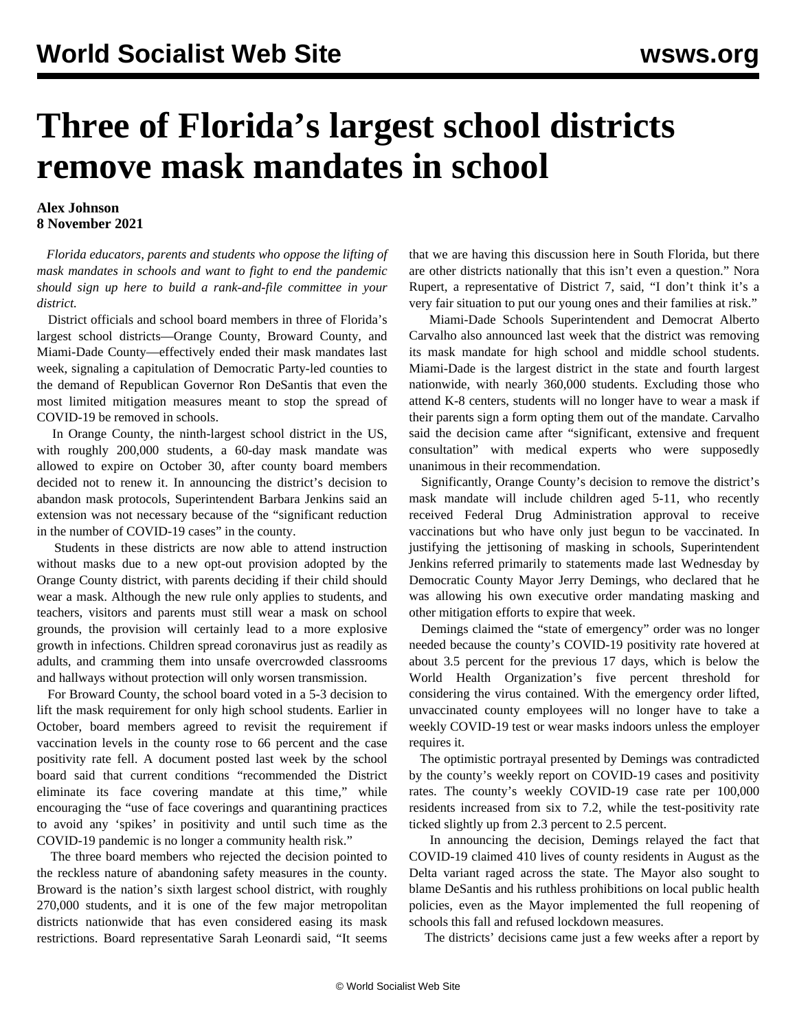# Three of Florida's largest school districts remove mask mandates in school

**Alex Johnson**
**8 November 2021**

*Florida educators, parents and students who oppose the lifting of mask mandates in schools and want to fight to end the pandemic should sign up here to build a rank-and-file committee in your district.*

District officials and school board members in three of Florida's largest school districts—Orange County, Broward County, and Miami-Dade County—effectively ended their mask mandates last week, signaling a capitulation of Democratic Party-led counties to the demand of Republican Governor Ron DeSantis that even the most limited mitigation measures meant to stop the spread of COVID-19 be removed in schools.

In Orange County, the ninth-largest school district in the US, with roughly 200,000 students, a 60-day mask mandate was allowed to expire on October 30, after county board members decided not to renew it. In announcing the district's decision to abandon mask protocols, Superintendent Barbara Jenkins said an extension was not necessary because of the "significant reduction in the number of COVID-19 cases" in the county.

Students in these districts are now able to attend instruction without masks due to a new opt-out provision adopted by the Orange County district, with parents deciding if their child should wear a mask. Although the new rule only applies to students, and teachers, visitors and parents must still wear a mask on school grounds, the provision will certainly lead to a more explosive growth in infections. Children spread coronavirus just as readily as adults, and cramming them into unsafe overcrowded classrooms and hallways without protection will only worsen transmission.

For Broward County, the school board voted in a 5-3 decision to lift the mask requirement for only high school students. Earlier in October, board members agreed to revisit the requirement if vaccination levels in the county rose to 66 percent and the case positivity rate fell. A document posted last week by the school board said that current conditions "recommended the District eliminate its face covering mandate at this time," while encouraging the "use of face coverings and quarantining practices to avoid any 'spikes' in positivity and until such time as the COVID-19 pandemic is no longer a community health risk."

The three board members who rejected the decision pointed to the reckless nature of abandoning safety measures in the county. Broward is the nation's sixth largest school district, with roughly 270,000 students, and it is one of the few major metropolitan districts nationwide that has even considered easing its mask restrictions. Board representative Sarah Leonardi said, "It seems that we are having this discussion here in South Florida, but there are other districts nationally that this isn't even a question." Nora Rupert, a representative of District 7, said, "I don't think it's a very fair situation to put our young ones and their families at risk."

Miami-Dade Schools Superintendent and Democrat Alberto Carvalho also announced last week that the district was removing its mask mandate for high school and middle school students. Miami-Dade is the largest district in the state and fourth largest nationwide, with nearly 360,000 students. Excluding those who attend K-8 centers, students will no longer have to wear a mask if their parents sign a form opting them out of the mandate. Carvalho said the decision came after "significant, extensive and frequent consultation" with medical experts who were supposedly unanimous in their recommendation.

Significantly, Orange County's decision to remove the district's mask mandate will include children aged 5-11, who recently received Federal Drug Administration approval to receive vaccinations but who have only just begun to be vaccinated. In justifying the jettisoning of masking in schools, Superintendent Jenkins referred primarily to statements made last Wednesday by Democratic County Mayor Jerry Demings, who declared that he was allowing his own executive order mandating masking and other mitigation efforts to expire that week.

Demings claimed the "state of emergency" order was no longer needed because the county's COVID-19 positivity rate hovered at about 3.5 percent for the previous 17 days, which is below the World Health Organization's five percent threshold for considering the virus contained. With the emergency order lifted, unvaccinated county employees will no longer have to take a weekly COVID-19 test or wear masks indoors unless the employer requires it.

The optimistic portrayal presented by Demings was contradicted by the county's weekly report on COVID-19 cases and positivity rates. The county's weekly COVID-19 case rate per 100,000 residents increased from six to 7.2, while the test-positivity rate ticked slightly up from 2.3 percent to 2.5 percent.

In announcing the decision, Demings relayed the fact that COVID-19 claimed 410 lives of county residents in August as the Delta variant raged across the state. The Mayor also sought to blame DeSantis and his ruthless prohibitions on local public health policies, even as the Mayor implemented the full reopening of schools this fall and refused lockdown measures.

The districts' decisions came just a few weeks after a report by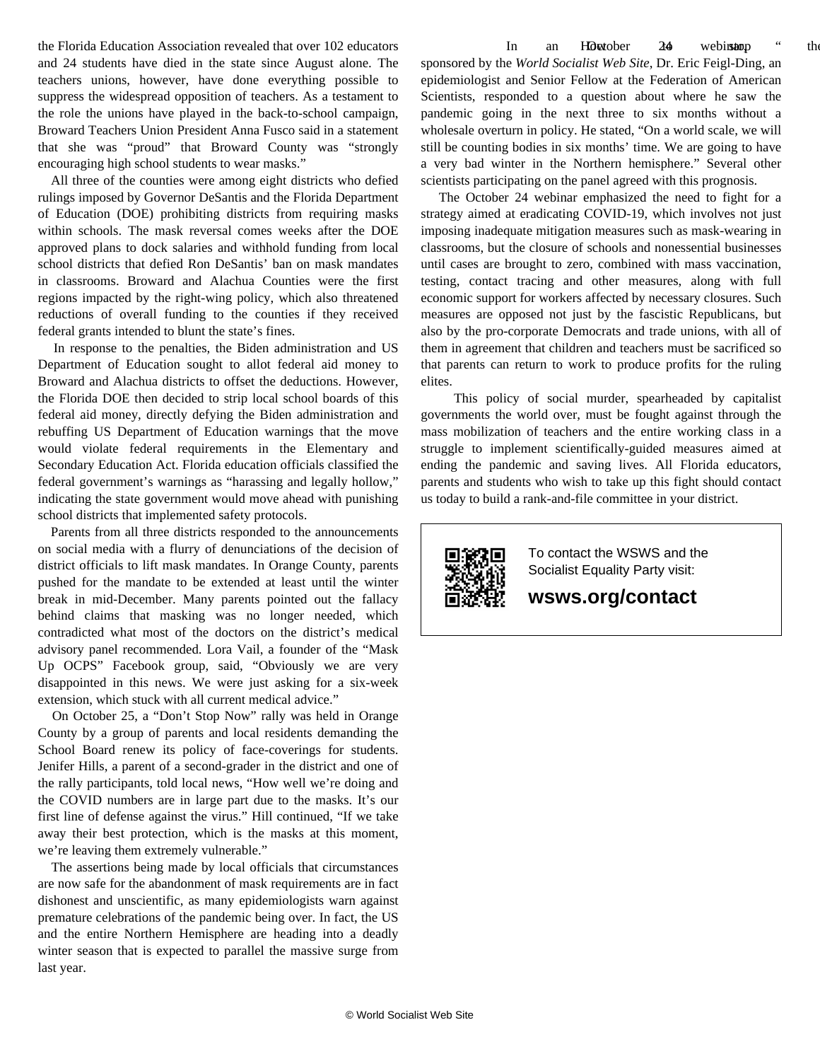the Florida Education Association revealed that over 102 educators and 24 students have died in the state since August alone. The teachers unions, however, have done everything possible to suppress the widespread opposition of teachers. As a testament to the role the unions have played in the back-to-school campaign, Broward Teachers Union President Anna Fusco said in a statement that she was “proud” that Broward County was “strongly encouraging high school students to wear masks.”

All three of the counties were among eight districts who defied rulings imposed by Governor DeSantis and the Florida Department of Education (DOE) prohibiting districts from requiring masks within schools. The mask reversal comes weeks after the DOE approved plans to dock salaries and withhold funding from local school districts that defied Ron DeSantis’ ban on mask mandates in classrooms. Broward and Alachua Counties were the first regions impacted by the right-wing policy, which also threatened reductions of overall funding to the counties if they received federal grants intended to blunt the state’s fines.

In response to the penalties, the Biden administration and US Department of Education sought to allot federal aid money to Broward and Alachua districts to offset the deductions. However, the Florida DOE then decided to strip local school boards of this federal aid money, directly defying the Biden administration and rebuffing US Department of Education warnings that the move would violate federal requirements in the Elementary and Secondary Education Act. Florida education officials classified the federal government’s warnings as “harassing and legally hollow,” indicating the state government would move ahead with punishing school districts that implemented safety protocols.

Parents from all three districts responded to the announcements on social media with a flurry of denunciations of the decision of district officials to lift mask mandates. In Orange County, parents pushed for the mandate to be extended at least until the winter break in mid-December. Many parents pointed out the fallacy behind claims that masking was no longer needed, which contradicted what most of the doctors on the district’s medical advisory panel recommended. Lora Vail, a founder of the “Mask Up OCPS” Facebook group, said, “Obviously we are very disappointed in this news. We were just asking for a six-week extension, which stuck with all current medical advice.”

On October 25, a “Don’t Stop Now” rally was held in Orange County by a group of parents and local residents demanding the School Board renew its policy of face-coverings for students. Jenifer Hills, a parent of a second-grader in the district and one of the rally participants, told local news, “How well we’re doing and the COVID numbers are in large part due to the masks. It’s our first line of defense against the virus.” Hill continued, “If we take away their best protection, which is the masks at this moment, we’re leaving them extremely vulnerable.”

The assertions being made by local officials that circumstances are now safe for the abandonment of mask requirements are in fact dishonest and unscientific, as many epidemiologists warn against premature celebrations of the pandemic being over. In fact, the US and the entire Northern Hemisphere are heading into a deadly winter season that is expected to parallel the massive surge from last year.

In an October 24 webinar “How to stop the sponsored by the *World Socialist Web Site*, Dr. Eric Feigl-Ding, an epidemiologist and Senior Fellow at the Federation of American Scientists, responded to a question about where he saw the pandemic going in the next three to six months without a wholesale overturn in policy. He stated, “On a world scale, we will still be counting bodies in six months’ time. We are going to have a very bad winter in the Northern hemisphere.” Several other scientists participating on the panel agreed with this prognosis.

The October 24 webinar emphasized the need to fight for a strategy aimed at eradicating COVID-19, which involves not just imposing inadequate mitigation measures such as mask-wearing in classrooms, but the closure of schools and nonessential businesses until cases are brought to zero, combined with mass vaccination, testing, contact tracing and other measures, along with full economic support for workers affected by necessary closures. Such measures are opposed not just by the fascistic Republicans, but also by the pro-corporate Democrats and trade unions, with all of them in agreement that children and teachers must be sacrificed so that parents can return to work to produce profits for the ruling elites.

This policy of social murder, spearheaded by capitalist governments the world over, must be fought against through the mass mobilization of teachers and the entire working class in a struggle to implement scientifically-guided measures aimed at ending the pandemic and saving lives. All Florida educators, parents and students who wish to take up this fight should contact us today to build a rank-and-file committee in your district.

To contact the WSWS and the Socialist Equality Party visit:

**wsws.org/contact**